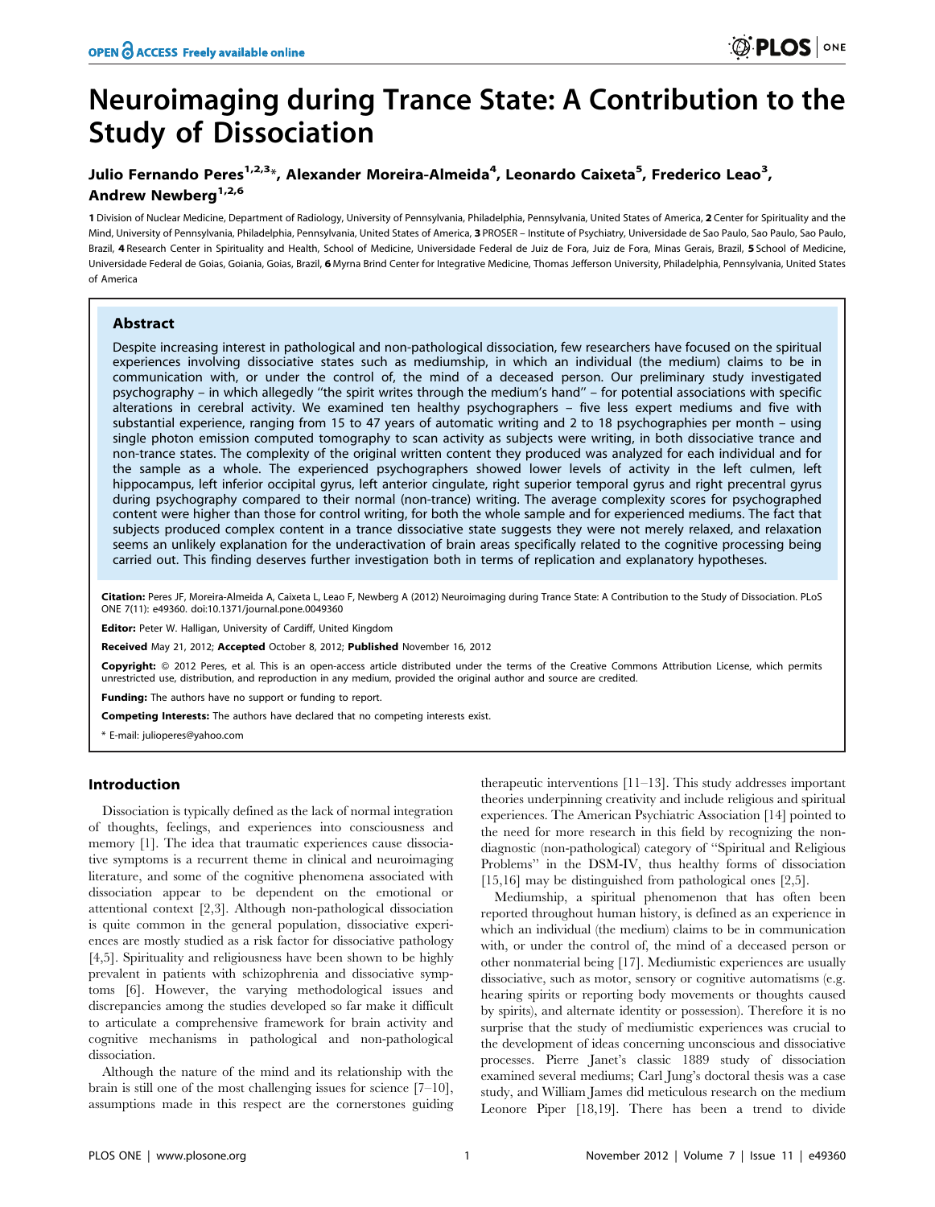# Neuroimaging during Trance State: A Contribution to the Study of Dissociation

**Julio Fernando Peres[1,2,3]*, Alexander Moreira-Almeida[4], Leonardo Caixeta[5], Frederico Leao[3], Andrew Newberg[1,2,6]**

**1** Division of Nuclear Medicine, Department of Radiology, University of Pennsylvania, Philadelphia, Pennsylvania, United States of America, **2** Center for Spirituality and the Mind, University of Pennsylvania, Philadelphia, Pennsylvania, United States of America, **3** PROSER – Institute of Psychiatry, Universidade de Sao Paulo, Sao Paulo, Sao Paulo, Brazil, **4** Research Center in Spirituality and Health, School of Medicine, Universidade Federal de Juiz de Fora, Juiz de Fora, Minas Gerais, Brazil, **5** School of Medicine, Universidade Federal de Goias, Goiania, Goias, Brazil, **6** Myrna Brind Center for Integrative Medicine, Thomas Jefferson University, Philadelphia, Pennsylvania, United States of America

## Abstract

Despite increasing interest in pathological and non-pathological dissociation, few researchers have focused on the spiritual experiences involving dissociative states such as mediumship, in which an individual (the medium) claims to be in communication with, or under the control of, the mind of a deceased person. Our preliminary study investigated psychography – in which allegedly "the spirit writes through the medium's hand" – for potential associations with specific alterations in cerebral activity. We examined ten healthy psychographers – five less expert mediums and five with substantial experience, ranging from 15 to 47 years of automatic writing and 2 to 18 psychographies per month – using single photon emission computed tomography to scan activity as subjects were writing, in both dissociative trance and non-trance states. The complexity of the original written content they produced was analyzed for each individual and for the sample as a whole. The experienced psychographers showed lower levels of activity in the left culmen, left hippocampus, left inferior occipital gyrus, left anterior cingulate, right superior temporal gyrus and right precentral gyrus during psychography compared to their normal (non-trance) writing. The average complexity scores for psychographed content were higher than those for control writing, for both the whole sample and for experienced mediums. The fact that subjects produced complex content in a trance dissociative state suggests they were not merely relaxed, and relaxation seems an unlikely explanation for the underactivation of brain areas specifically related to the cognitive processing being carried out. This finding deserves further investigation both in terms of replication and explanatory hypotheses.

**Citation:** Peres JF, Moreira-Almeida A, Caixeta L, Leao F, Newberg A (2012) Neuroimaging during Trance State: A Contribution to the Study of Dissociation. PLoS ONE 7(11): e49360. doi:10.1371/journal.pone.0049360

**Editor:** Peter W. Halligan, University of Cardiff, United Kingdom

**Received** May 21, 2012; **Accepted** October 8, 2012; **Published** November 16, 2012

**Copyright:** © 2012 Peres, et al. This is an open-access article distributed under the terms of the Creative Commons Attribution License, which permits unrestricted use, distribution, and reproduction in any medium, provided the original author and source are credited.

**Funding:** The authors have no support or funding to report.

**Competing Interests:** The authors have declared that no competing interests exist.

\* E-mail: julioperes@yahoo.com

## Introduction

Dissociation is typically defined as the lack of normal integration of thoughts, feelings, and experiences into consciousness and memory [1]. The idea that traumatic experiences cause dissociative symptoms is a recurrent theme in clinical and neuroimaging literature, and some of the cognitive phenomena associated with dissociation appear to be dependent on the emotional or attentional context [2,3]. Although non-pathological dissociation is quite common in the general population, dissociative experiences are mostly studied as a risk factor for dissociative pathology [4,5]. Spirituality and religiousness have been shown to be highly prevalent in patients with schizophrenia and dissociative symptoms [6]. However, the varying methodological issues and discrepancies among the studies developed so far make it difficult to articulate a comprehensive framework for brain activity and cognitive mechanisms in pathological and non-pathological dissociation.

Although the nature of the mind and its relationship with the brain is still one of the most challenging issues for science [7–10], assumptions made in this respect are the cornerstones guiding therapeutic interventions [11–13]. This study addresses important theories underpinning creativity and include religious and spiritual experiences. The American Psychiatric Association [14] pointed to the need for more research in this field by recognizing the non-diagnostic (non-pathological) category of "Spiritual and Religious Problems" in the DSM-IV, thus healthy forms of dissociation [15,16] may be distinguished from pathological ones [2,5].

Mediumship, a spiritual phenomenon that has often been reported throughout human history, is defined as an experience in which an individual (the medium) claims to be in communication with, or under the control of, the mind of a deceased person or other nonmaterial being [17]. Mediumistic experiences are usually dissociative, such as motor, sensory or cognitive automatisms (e.g. hearing spirits or reporting body movements or thoughts caused by spirits), and alternate identity or possession). Therefore it is no surprise that the study of mediumistic experiences was crucial to the development of ideas concerning unconscious and dissociative processes. Pierre Janet's classic 1889 study of dissociation examined several mediums; Carl Jung's doctoral thesis was a case study, and William James did meticulous research on the medium Leonore Piper [18,19]. There has been a trend to divide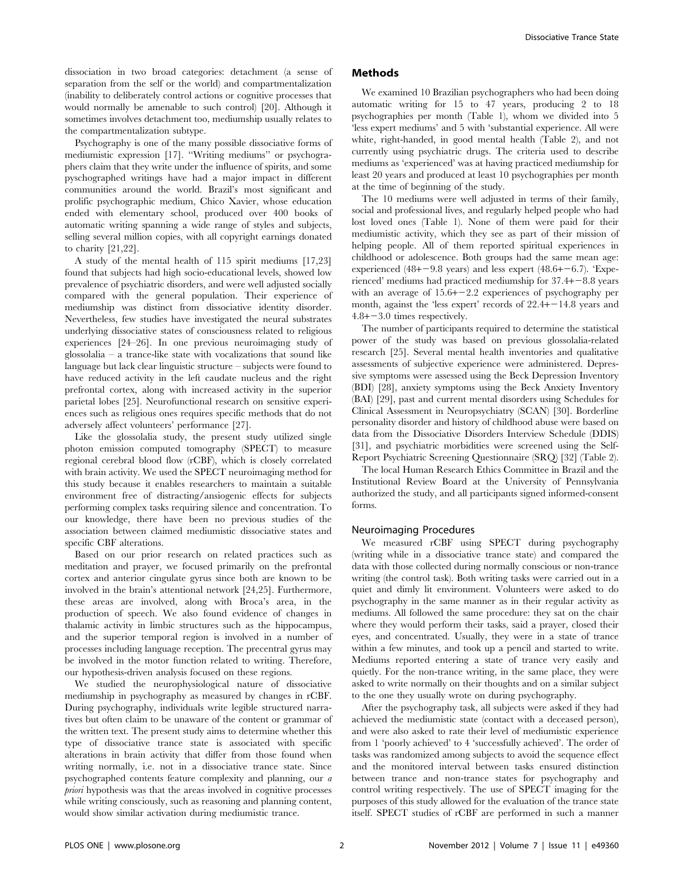dissociation in two broad categories: detachment (a sense of separation from the self or the world) and compartmentalization (inability to deliberately control actions or cognitive processes that would normally be amenable to such control) [20]. Although it sometimes involves detachment too, mediumship usually relates to the compartmentalization subtype.

Psychography is one of the many possible dissociative forms of mediumistic expression [17]. "Writing mediums" or psychographers claim that they write under the influence of spirits, and some pyschographed writings have had a major impact in different communities around the world. Brazil's most significant and prolific psychographic medium, Chico Xavier, whose education ended with elementary school, produced over 400 books of automatic writing spanning a wide range of styles and subjects, selling several million copies, with all copyright earnings donated to charity [21,22].

A study of the mental health of 115 spirit mediums [17,23] found that subjects had high socio-educational levels, showed low prevalence of psychiatric disorders, and were well adjusted socially compared with the general population. Their experience of mediumship was distinct from dissociative identity disorder. Nevertheless, few studies have investigated the neural substrates underlying dissociative states of consciousness related to religious experiences [24–26]. In one previous neuroimaging study of glossolalia – a trance-like state with vocalizations that sound like language but lack clear linguistic structure – subjects were found to have reduced activity in the left caudate nucleus and the right prefrontal cortex, along with increased activity in the superior parietal lobes [25]. Neurofunctional research on sensitive experiences such as religious ones requires specific methods that do not adversely affect volunteers' performance [27].

Like the glossolalia study, the present study utilized single photon emission computed tomography (SPECT) to measure regional cerebral blood flow (rCBF), which is closely correlated with brain activity. We used the SPECT neuroimaging method for this study because it enables researchers to maintain a suitable environment free of distracting/ansiogenic effects for subjects performing complex tasks requiring silence and concentration. To our knowledge, there have been no previous studies of the association between claimed mediumistic dissociative states and specific CBF alterations.

Based on our prior research on related practices such as meditation and prayer, we focused primarily on the prefrontal cortex and anterior cingulate gyrus since both are known to be involved in the brain's attentional network [24,25]. Furthermore, these areas are involved, along with Broca's area, in the production of speech. We also found evidence of changes in thalamic activity in limbic structures such as the hippocampus, and the superior temporal region is involved in a number of processes including language reception. The precentral gyrus may be involved in the motor function related to writing. Therefore, our hypothesis-driven analysis focused on these regions.

We studied the neurophysiological nature of dissociative mediumship in psychography as measured by changes in rCBF. During psychography, individuals write legible structured narratives but often claim to be unaware of the content or grammar of the written text. The present study aims to determine whether this type of dissociative trance state is associated with specific alterations in brain activity that differ from those found when writing normally, i.e. not in a dissociative trance state. Since psychographed contents feature complexity and planning, our *a priori* hypothesis was that the areas involved in cognitive processes while writing consciously, such as reasoning and planning content, would show similar activation during mediumistic trance.

## Methods

We examined 10 Brazilian psychographers who had been doing automatic writing for 15 to 47 years, producing 2 to 18 psychographies per month (Table 1), whom we divided into 5 'less expert mediums' and 5 with 'substantial experience. All were white, right-handed, in good mental health (Table 2), and not currently using psychiatric drugs. The criteria used to describe mediums as 'experienced' was at having practiced mediumship for least 20 years and produced at least 10 psychographies per month at the time of beginning of the study.

The 10 mediums were well adjusted in terms of their family, social and professional lives, and regularly helped people who had lost loved ones (Table 1). None of them were paid for their mediumistic activity, which they see as part of their mission of helping people. All of them reported spiritual experiences in childhood or adolescence. Both groups had the same mean age: experienced (48+−9.8 years) and less expert (48.6+−6.7). 'Experienced' mediums had practiced mediumship for 37.4+−8.8 years with an average of 15.6+−2.2 experiences of psychography per month, against the 'less expert' records of 22.4+−14.8 years and 4.8+−3.0 times respectively.

The number of participants required to determine the statistical power of the study was based on previous glossolalia-related research [25]. Several mental health inventories and qualitative assessments of subjective experience were administered. Depressive symptoms were assessed using the Beck Depression Inventory (BDI) [28], anxiety symptoms using the Beck Anxiety Inventory (BAI) [29], past and current mental disorders using Schedules for Clinical Assessment in Neuropsychiatry (SCAN) [30]. Borderline personality disorder and history of childhood abuse were based on data from the Dissociative Disorders Interview Schedule (DDIS) [31], and psychiatric morbidities were screened using the Self-Report Psychiatric Screening Questionnaire (SRQ) [32] (Table 2).

The local Human Research Ethics Committee in Brazil and the Institutional Review Board at the University of Pennsylvania authorized the study, and all participants signed informed-consent forms.

### Neuroimaging Procedures

We measured rCBF using SPECT during psychography (writing while in a dissociative trance state) and compared the data with those collected during normally conscious or non-trance writing (the control task). Both writing tasks were carried out in a quiet and dimly lit environment. Volunteers were asked to do psychography in the same manner as in their regular activity as mediums. All followed the same procedure: they sat on the chair where they would perform their tasks, said a prayer, closed their eyes, and concentrated. Usually, they were in a state of trance within a few minutes, and took up a pencil and started to write. Mediums reported entering a state of trance very easily and quietly. For the non-trance writing, in the same place, they were asked to write normally on their thoughts and on a similar subject to the one they usually wrote on during psychography.

After the psychography task, all subjects were asked if they had achieved the mediumistic state (contact with a deceased person), and were also asked to rate their level of mediumistic experience from 1 'poorly achieved' to 4 'successfully achieved'. The order of tasks was randomized among subjects to avoid the sequence effect and the monitored interval between tasks ensured distinction between trance and non-trance states for psychography and control writing respectively. The use of SPECT imaging for the purposes of this study allowed for the evaluation of the trance state itself. SPECT studies of rCBF are performed in such a manner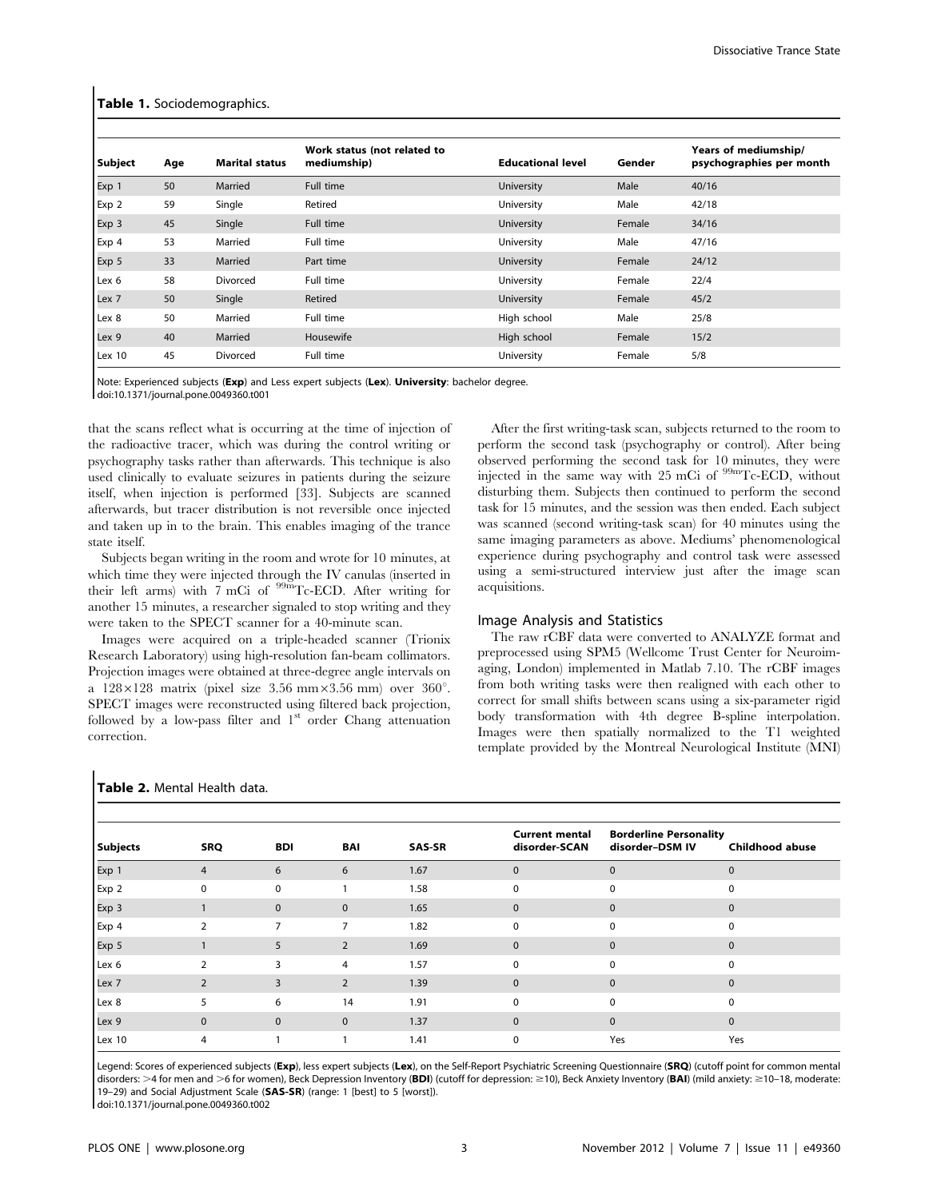**Table 1.** Sociodemographics.

| Subject | Age | Marital status | Work status (not related to mediumship) | Educational level | Gender | Years of mediumship/ psychographies per month |
|---|---|---|---|---|---|---|
| Exp 1 | 50 | Married | Full time | University | Male | 40/16 |
| Exp 2 | 59 | Single | Retired | University | Male | 42/18 |
| Exp 3 | 45 | Single | Full time | University | Female | 34/16 |
| Exp 4 | 53 | Married | Full time | University | Male | 47/16 |
| Exp 5 | 33 | Married | Part time | University | Female | 24/12 |
| Lex 6 | 58 | Divorced | Full time | University | Female | 22/4 |
| Lex 7 | 50 | Single | Retired | University | Female | 45/2 |
| Lex 8 | 50 | Married | Full time | High school | Male | 25/8 |
| Lex 9 | 40 | Married | Housewife | High school | Female | 15/2 |
| Lex 10 | 45 | Divorced | Full time | University | Female | 5/8 |

Note: Experienced subjects (**Exp**) and Less expert subjects (**Lex**). **University**: bachelor degree.
doi:10.1371/journal.pone.0049360.t001

that the scans reflect what is occurring at the time of injection of the radioactive tracer, which was during the control writing or psychography tasks rather than afterwards. This technique is also used clinically to evaluate seizures in patients during the seizure itself, when injection is performed [33]. Subjects are scanned afterwards, but tracer distribution is not reversible once injected and taken up in to the brain. This enables imaging of the trance state itself.

Subjects began writing in the room and wrote for 10 minutes, at which time they were injected through the IV canulas (inserted in their left arms) with 7 mCi of $^{99m}$Tc-ECD. After writing for another 15 minutes, a researcher signaled to stop writing and they were taken to the SPECT scanner for a 40-minute scan.

Images were acquired on a triple-headed scanner (Trionix Research Laboratory) using high-resolution fan-beam collimators. Projection images were obtained at three-degree angle intervals on a 128×128 matrix (pixel size 3.56 mm×3.56 mm) over 360°. SPECT images were reconstructed using filtered back projection, followed by a low-pass filter and 1[st] order Chang attenuation correction.

After the first writing-task scan, subjects returned to the room to perform the second task (psychography or control). After being observed performing the second task for 10 minutes, they were injected in the same way with 25 mCi of $^{99m}$Tc-ECD, without disturbing them. Subjects then continued to perform the second task for 15 minutes, and the session was then ended. Each subject was scanned (second writing-task scan) for 40 minutes using the same imaging parameters as above. Mediums' phenomenological experience during psychography and control task were assessed using a semi-structured interview just after the image scan acquisitions.

## Image Analysis and Statistics

The raw rCBF data were converted to ANALYZE format and preprocessed using SPM5 (Wellcome Trust Center for Neuroimaging, London) implemented in Matlab 7.10. The rCBF images from both writing tasks were then realigned with each other to correct for small shifts between scans using a six-parameter rigid body transformation with 4th degree B-spline interpolation. Images were then spatially normalized to the T1 weighted template provided by the Montreal Neurological Institute (MNI)

**Table 2.** Mental Health data.

| Subjects | SRQ | BDI | BAI | SAS-SR | Current mental disorder-SCAN | Borderline Personality disorder–DSM IV | Childhood abuse |
|---|---|---|---|---|---|---|---|
| Exp 1 | 4 | 6 | 6 | 1.67 | 0 | 0 | 0 |
| Exp 2 | 0 | 0 | 1 | 1.58 | 0 | 0 | 0 |
| Exp 3 | 1 | 0 | 0 | 1.65 | 0 | 0 | 0 |
| Exp 4 | 2 | 7 | 7 | 1.82 | 0 | 0 | 0 |
| Exp 5 | 1 | 5 | 2 | 1.69 | 0 | 0 | 0 |
| Lex 6 | 2 | 3 | 4 | 1.57 | 0 | 0 | 0 |
| Lex 7 | 2 | 3 | 2 | 1.39 | 0 | 0 | 0 |
| Lex 8 | 5 | 6 | 14 | 1.91 | 0 | 0 | 0 |
| Lex 9 | 0 | 0 | 0 | 1.37 | 0 | 0 | 0 |
| Lex 10 | 4 | 1 | 1 | 1.41 | 0 | Yes | Yes |

Legend: Scores of experienced subjects (**Exp**), less expert subjects (**Lex**), on the Self-Report Psychiatric Screening Questionnaire (**SRQ**) (cutoff point for common mental disorders: >4 for men and >6 for women), Beck Depression Inventory (**BDI**) (cutoff for depression: ≥10), Beck Anxiety Inventory (**BAI**) (mild anxiety: ≥10–18, moderate: 19–29) and Social Adjustment Scale (**SAS-SR**) (range: 1 [best] to 5 [worst]).
doi:10.1371/journal.pone.0049360.t002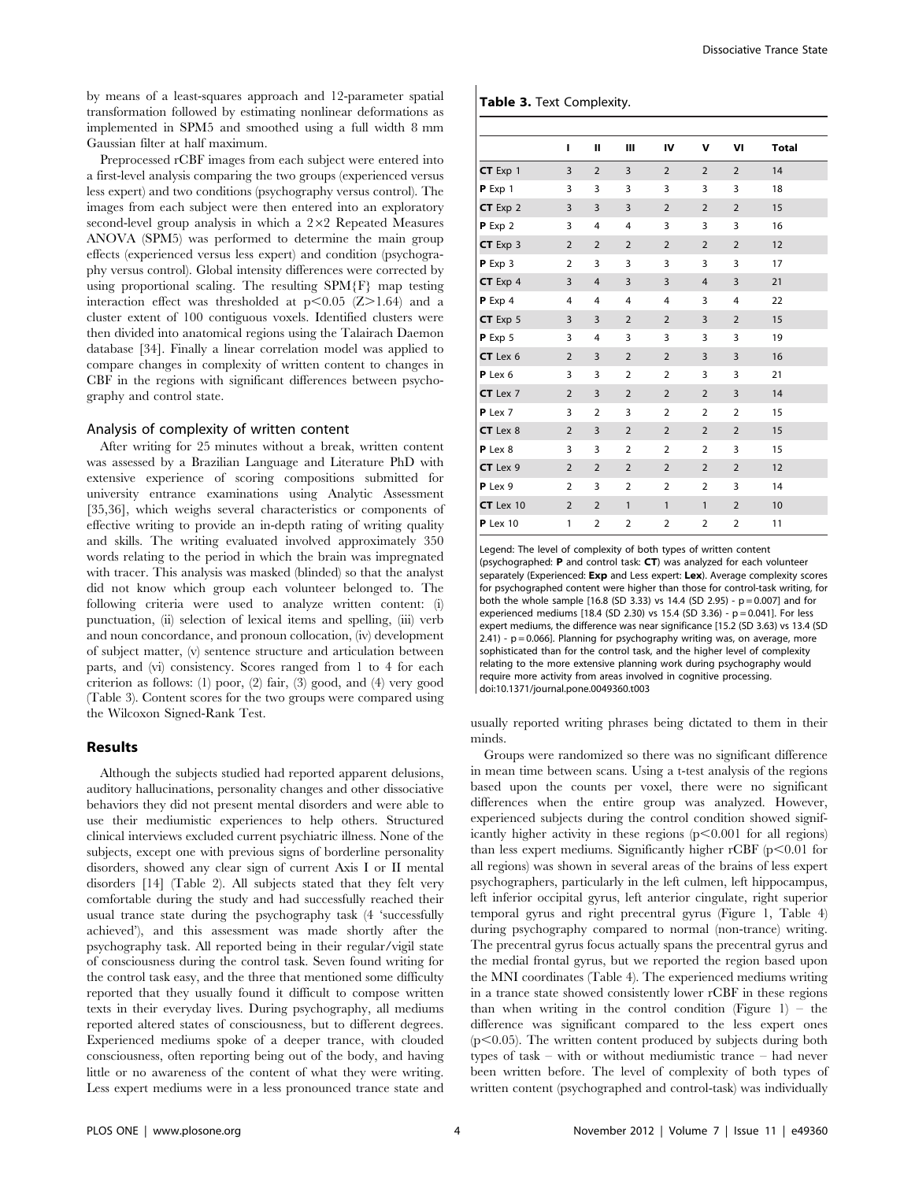by means of a least-squares approach and 12-parameter spatial transformation followed by estimating nonlinear deformations as implemented in SPM5 and smoothed using a full width 8 mm Gaussian filter at half maximum.

Preprocessed rCBF images from each subject were entered into a first-level analysis comparing the two groups (experienced versus less expert) and two conditions (psychography versus control). The images from each subject were then entered into an exploratory second-level group analysis in which a 2×2 Repeated Measures ANOVA (SPM5) was performed to determine the main group effects (experienced versus less expert) and condition (psychography versus control). Global intensity differences were corrected by using proportional scaling. The resulting SPM{F} map testing interaction effect was thresholded at $p<0.05$ ($Z>1.64$) and a cluster extent of 100 contiguous voxels. Identified clusters were then divided into anatomical regions using the Talairach Daemon database [34]. Finally a linear correlation model was applied to compare changes in complexity of written content to changes in CBF in the regions with significant differences between psychography and control state.

### Analysis of complexity of written content

After writing for 25 minutes without a break, written content was assessed by a Brazilian Language and Literature PhD with extensive experience of scoring compositions submitted for university entrance examinations using Analytic Assessment [35,36], which weighs several characteristics or components of effective writing to provide an in-depth rating of writing quality and skills. The writing evaluated involved approximately 350 words relating to the period in which the brain was impregnated with tracer. This analysis was masked (blinded) so that the analyst did not know which group each volunteer belonged to. The following criteria were used to analyze written content: (i) punctuation, (ii) selection of lexical items and spelling, (iii) verb and noun concordance, and pronoun collocation, (iv) development of subject matter, (v) sentence structure and articulation between parts, and (vi) consistency. Scores ranged from 1 to 4 for each criterion as follows: (1) poor, (2) fair, (3) good, and (4) very good (Table 3). Content scores for the two groups were compared using the Wilcoxon Signed-Rank Test.

## Results

Although the subjects studied had reported apparent delusions, auditory hallucinations, personality changes and other dissociative behaviors they did not present mental disorders and were able to use their mediumistic experiences to help others. Structured clinical interviews excluded current psychiatric illness. None of the subjects, except one with previous signs of borderline personality disorders, showed any clear sign of current Axis I or II mental disorders [14] (Table 2). All subjects stated that they felt very comfortable during the study and had successfully reached their usual trance state during the psychography task (4 'successfully achieved'), and this assessment was made shortly after the psychography task. All reported being in their regular/vigil state of consciousness during the control task. Seven found writing for the control task easy, and the three that mentioned some difficulty reported that they usually found it difficult to compose written texts in their everyday lives. During psychography, all mediums reported altered states of consciousness, but to different degrees. Experienced mediums spoke of a deeper trance, with clouded consciousness, often reporting being out of the body, and having little or no awareness of the content of what they were writing. Less expert mediums were in a less pronounced trance state and usually reported writing phrases being dictated to them in their minds.

**Table 3.** Text Complexity.

| | I | II | III | IV | V | VI | Total |
|---|---|---|---|---|---|---|---|
| **CT** Exp 1 | 3 | 2 | 3 | 2 | 2 | 2 | 14 |
| **P** Exp 1 | 3 | 3 | 3 | 3 | 3 | 3 | 18 |
| **CT** Exp 2 | 3 | 3 | 3 | 2 | 2 | 2 | 15 |
| **P** Exp 2 | 3 | 4 | 4 | 3 | 3 | 3 | 16 |
| **CT** Exp 3 | 2 | 2 | 2 | 2 | 2 | 2 | 12 |
| **P** Exp 3 | 2 | 3 | 3 | 3 | 3 | 3 | 17 |
| **CT** Exp 4 | 3 | 4 | 3 | 3 | 4 | 3 | 21 |
| **P** Exp 4 | 4 | 4 | 4 | 4 | 3 | 4 | 22 |
| **CT** Exp 5 | 3 | 3 | 2 | 2 | 3 | 2 | 15 |
| **P** Exp 5 | 3 | 4 | 3 | 3 | 3 | 3 | 19 |
| **CT** Lex 6 | 2 | 3 | 2 | 2 | 3 | 3 | 16 |
| **P** Lex 6 | 3 | 3 | 2 | 2 | 3 | 3 | 21 |
| **CT** Lex 7 | 2 | 3 | 2 | 2 | 2 | 3 | 14 |
| **P** Lex 7 | 3 | 2 | 3 | 2 | 2 | 2 | 15 |
| **CT** Lex 8 | 2 | 3 | 2 | 2 | 2 | 2 | 15 |
| **P** Lex 8 | 3 | 3 | 2 | 2 | 2 | 3 | 15 |
| **CT** Lex 9 | 2 | 2 | 2 | 2 | 2 | 2 | 12 |
| **P** Lex 9 | 2 | 3 | 2 | 2 | 2 | 3 | 14 |
| **CT** Lex 10 | 2 | 2 | 1 | 1 | 1 | 2 | 10 |
| **P** Lex 10 | 1 | 2 | 2 | 2 | 2 | 2 | 11 |

Legend: The level of complexity of both types of written content (psychographed: **P** and control task: **CT**) was analyzed for each volunteer separately (Experienced: **Exp** and Less expert: **Lex**). Average complexity scores for psychographed content were higher than those for control-task writing, for both the whole sample [16.8 (SD 3.33) vs 14.4 (SD 2.95) - p = 0.007] and for experienced mediums [18.4 (SD 2.30) vs 15.4 (SD 3.36) - p = 0.041]. For less expert mediums, the difference was near significance [15.2 (SD 3.63) vs 13.4 (SD 2.41) - p = 0.066]. Planning for psychography writing was, on average, more sophisticated than for the control task, and the higher level of complexity relating to the more extensive planning work during psychography would require more activity from areas involved in cognitive processing.
doi:10.1371/journal.pone.0049360.t003

Groups were randomized so there was no significant difference in mean time between scans. Using a t-test analysis of the regions based upon the counts per voxel, there were no significant differences when the entire group was analyzed. However, experienced subjects during the control condition showed significantly higher activity in these regions ($p<0.001$ for all regions) than less expert mediums. Significantly higher rCBF ($p<0.01$ for all regions) was shown in several areas of the brains of less expert psychographers, particularly in the left culmen, left hippocampus, left inferior occipital gyrus, left anterior cingulate, right superior temporal gyrus and right precentral gyrus (Figure 1, Table 4) during psychography compared to normal (non-trance) writing. The precentral gyrus focus actually spans the precentral gyrus and the medial frontal gyrus, but we reported the region based upon the MNI coordinates (Table 4). The experienced mediums writing in a trance state showed consistently lower rCBF in these regions than when writing in the control condition (Figure 1) – the difference was significant compared to the less expert ones ($p<0.05$). The written content produced by subjects during both types of task – with or without mediumistic trance – had never been written before. The level of complexity of both types of written content (psychographed and control-task) was individually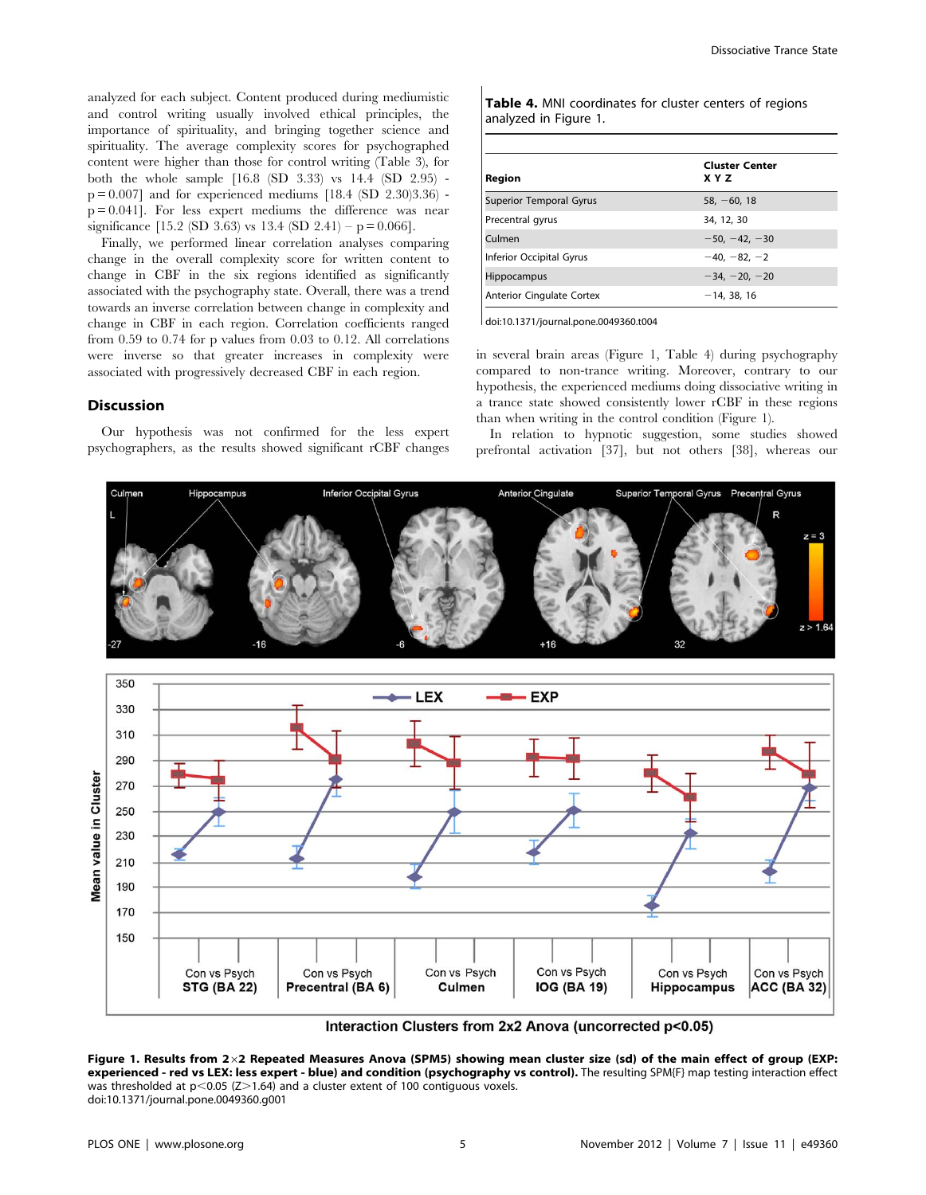analyzed for each subject. Content produced during mediumistic and control writing usually involved ethical principles, the importance of spirituality, and bringing together science and spirituality. The average complexity scores for psychographed content were higher than those for control writing (Table 3), for both the whole sample [16.8 (SD 3.33) vs 14.4 (SD 2.95) - p = 0.007] and for experienced mediums [18.4 (SD 2.30)3.36) - p = 0.041]. For less expert mediums the difference was near significance [15.2 (SD 3.63) vs 13.4 (SD 2.41) – p = 0.066].

Finally, we performed linear correlation analyses comparing change in the overall complexity score for written content to change in CBF in the six regions identified as significantly associated with the psychography state. Overall, there was a trend towards an inverse correlation between change in complexity and change in CBF in each region. Correlation coefficients ranged from 0.59 to 0.74 for p values from 0.03 to 0.12. All correlations were inverse so that greater increases in complexity were associated with progressively decreased CBF in each region.

## Discussion

Our hypothesis was not confirmed for the less expert psychographers, as the results showed significant rCBF changes in several brain areas (Figure 1, Table 4) during psychography compared to non-trance writing. Moreover, contrary to our hypothesis, the experienced mediums doing dissociative writing in a trance state showed consistently lower rCBF in these regions than when writing in the control condition (Figure 1).

In relation to hypnotic suggestion, some studies showed prefrontal activation [37], but not others [38], whereas our

**Table 4.** MNI coordinates for cluster centers of regions analyzed in Figure 1.

| Region | Cluster Center X Y Z |
|---|---|
| Superior Temporal Gyrus | 58, −60, 18 |
| Precentral gyrus | 34, 12, 30 |
| Culmen | −50, −42, −30 |
| Inferior Occipital Gyrus | −40, −82, −2 |
| Hippocampus | −34, −20, −20 |
| Anterior Cingulate Cortex | −14, 38, 16 |

doi:10.1371/journal.pone.0049360.t004

**Figure 1. Results from 2×2 Repeated Measures Anova (SPM5) showing mean cluster size (sd) of the main effect of group (EXP: experienced - red vs LEX: less expert - blue) and condition (psychography vs control).** The resulting SPM{F} map testing interaction effect was thresholded at p<0.05 (Z>1.64) and a cluster extent of 100 contiguous voxels.
doi:10.1371/journal.pone.0049360.g001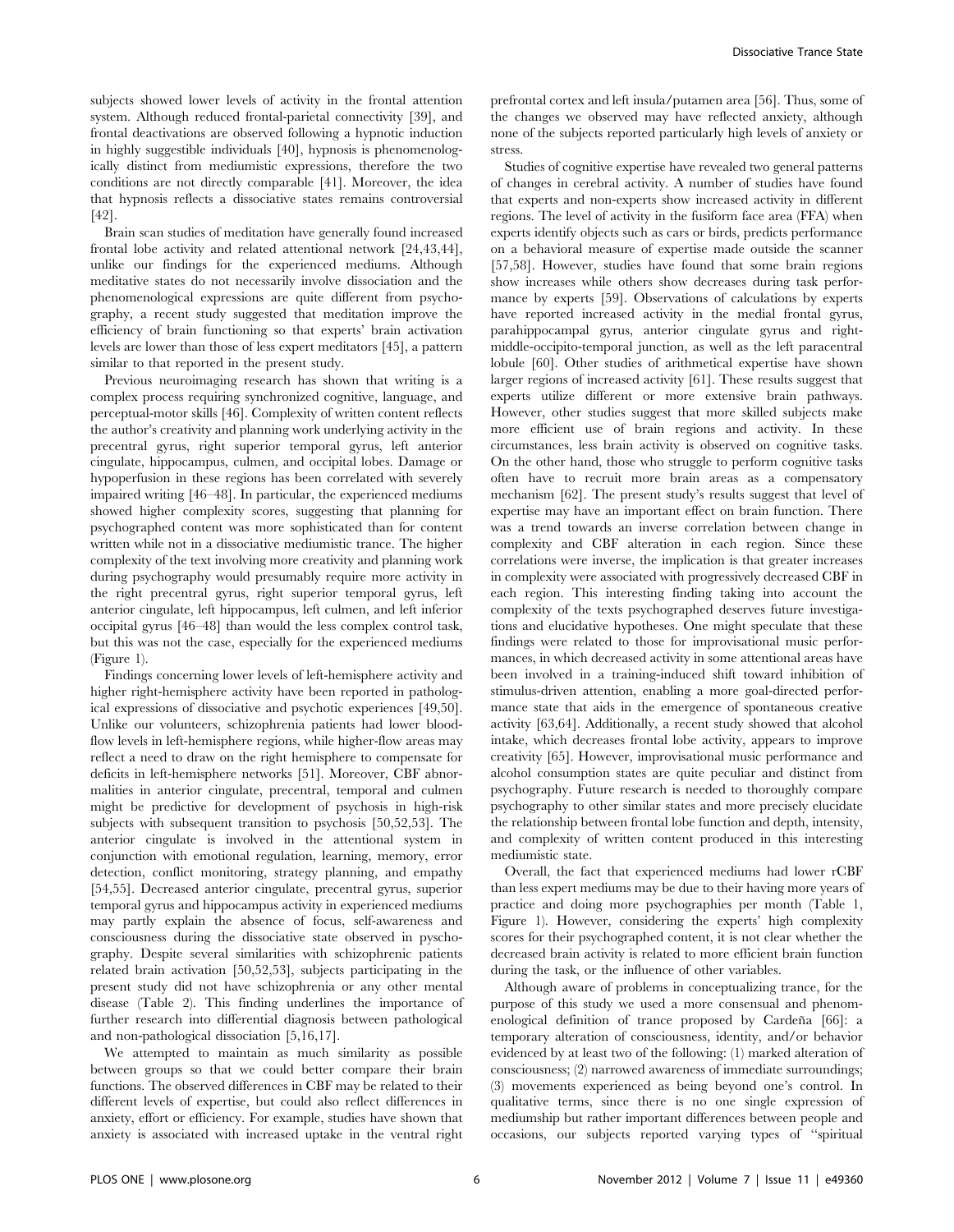subjects showed lower levels of activity in the frontal attention system. Although reduced frontal-parietal connectivity [39], and frontal deactivations are observed following a hypnotic induction in highly suggestible individuals [40], hypnosis is phenomenologically distinct from mediumistic expressions, therefore the two conditions are not directly comparable [41]. Moreover, the idea that hypnosis reflects a dissociative states remains controversial [42].

Brain scan studies of meditation have generally found increased frontal lobe activity and related attentional network [24,43,44], unlike our findings for the experienced mediums. Although meditative states do not necessarily involve dissociation and the phenomenological expressions are quite different from psychography, a recent study suggested that meditation improve the efficiency of brain functioning so that experts' brain activation levels are lower than those of less expert meditators [45], a pattern similar to that reported in the present study.

Previous neuroimaging research has shown that writing is a complex process requiring synchronized cognitive, language, and perceptual-motor skills [46]. Complexity of written content reflects the author's creativity and planning work underlying activity in the precentral gyrus, right superior temporal gyrus, left anterior cingulate, hippocampus, culmen, and occipital lobes. Damage or hypoperfusion in these regions has been correlated with severely impaired writing [46–48]. In particular, the experienced mediums showed higher complexity scores, suggesting that planning for psychographed content was more sophisticated than for content written while not in a dissociative mediumistic trance. The higher complexity of the text involving more creativity and planning work during psychography would presumably require more activity in the right precentral gyrus, right superior temporal gyrus, left anterior cingulate, left hippocampus, left culmen, and left inferior occipital gyrus [46–48] than would the less complex control task, but this was not the case, especially for the experienced mediums (Figure 1).

Findings concerning lower levels of left-hemisphere activity and higher right-hemisphere activity have been reported in pathological expressions of dissociative and psychotic experiences [49,50]. Unlike our volunteers, schizophrenia patients had lower blood-flow levels in left-hemisphere regions, while higher-flow areas may reflect a need to draw on the right hemisphere to compensate for deficits in left-hemisphere networks [51]. Moreover, CBF abnormalities in anterior cingulate, precentral, temporal and culmen might be predictive for development of psychosis in high-risk subjects with subsequent transition to psychosis [50,52,53]. The anterior cingulate is involved in the attentional system in conjunction with emotional regulation, learning, memory, error detection, conflict monitoring, strategy planning, and empathy [54,55]. Decreased anterior cingulate, precentral gyrus, superior temporal gyrus and hippocampus activity in experienced mediums may partly explain the absence of focus, self-awareness and consciousness during the dissociative state observed in pyschography. Despite several similarities with schizophrenic patients related brain activation [50,52,53], subjects participating in the present study did not have schizophrenia or any other mental disease (Table 2). This finding underlines the importance of further research into differential diagnosis between pathological and non-pathological dissociation [5,16,17].

We attempted to maintain as much similarity as possible between groups so that we could better compare their brain functions. The observed differences in CBF may be related to their different levels of expertise, but could also reflect differences in anxiety, effort or efficiency. For example, studies have shown that anxiety is associated with increased uptake in the ventral right prefrontal cortex and left insula/putamen area [56]. Thus, some of the changes we observed may have reflected anxiety, although none of the subjects reported particularly high levels of anxiety or stress.

Studies of cognitive expertise have revealed two general patterns of changes in cerebral activity. A number of studies have found that experts and non-experts show increased activity in different regions. The level of activity in the fusiform face area (FFA) when experts identify objects such as cars or birds, predicts performance on a behavioral measure of expertise made outside the scanner [57,58]. However, studies have found that some brain regions show increases while others show decreases during task performance by experts [59]. Observations of calculations by experts have reported increased activity in the medial frontal gyrus, parahippocampal gyrus, anterior cingulate gyrus and right-middle-occipito-temporal junction, as well as the left paracentral lobule [60]. Other studies of arithmetical expertise have shown larger regions of increased activity [61]. These results suggest that experts utilize different or more extensive brain pathways. However, other studies suggest that more skilled subjects make more efficient use of brain regions and activity. In these circumstances, less brain activity is observed on cognitive tasks. On the other hand, those who struggle to perform cognitive tasks often have to recruit more brain areas as a compensatory mechanism [62]. The present study's results suggest that level of expertise may have an important effect on brain function. There was a trend towards an inverse correlation between change in complexity and CBF alteration in each region. Since these correlations were inverse, the implication is that greater increases in complexity were associated with progressively decreased CBF in each region. This interesting finding taking into account the complexity of the texts psychographed deserves future investigations and elucidative hypotheses. One might speculate that these findings were related to those for improvisational music performances, in which decreased activity in some attentional areas have been involved in a training-induced shift toward inhibition of stimulus-driven attention, enabling a more goal-directed performance state that aids in the emergence of spontaneous creative activity [63,64]. Additionally, a recent study showed that alcohol intake, which decreases frontal lobe activity, appears to improve creativity [65]. However, improvisational music performance and alcohol consumption states are quite peculiar and distinct from psychography. Future research is needed to thoroughly compare psychography to other similar states and more precisely elucidate the relationship between frontal lobe function and depth, intensity, and complexity of written content produced in this interesting mediumistic state.

Overall, the fact that experienced mediums had lower rCBF than less expert mediums may be due to their having more years of practice and doing more psychographies per month (Table 1, Figure 1). However, considering the experts' high complexity scores for their psychographed content, it is not clear whether the decreased brain activity is related to more efficient brain function during the task, or the influence of other variables.

Although aware of problems in conceptualizing trance, for the purpose of this study we used a more consensual and phenomenological definition of trance proposed by Cardeña [66]: a temporary alteration of consciousness, identity, and/or behavior evidenced by at least two of the following: (1) marked alteration of consciousness; (2) narrowed awareness of immediate surroundings; (3) movements experienced as being beyond one's control. In qualitative terms, since there is no one single expression of mediumship but rather important differences between people and occasions, our subjects reported varying types of "spiritual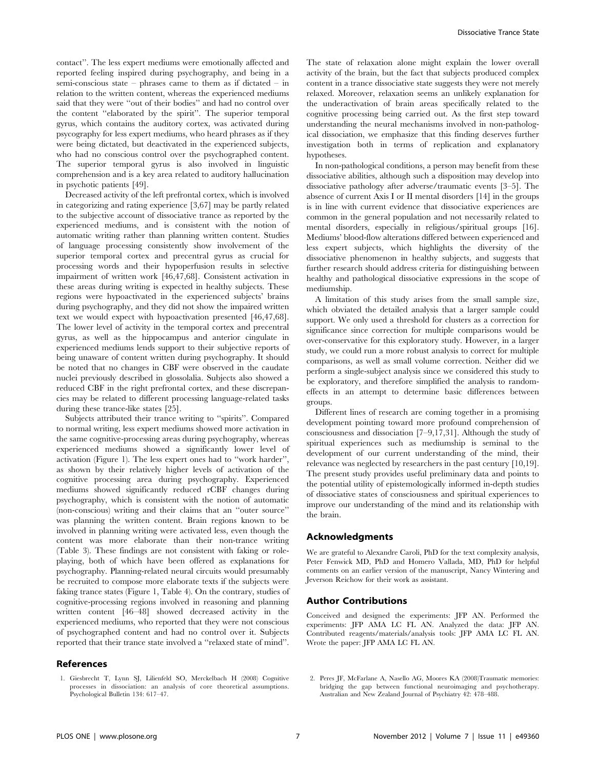contact''. The less expert mediums were emotionally affected and reported feeling inspired during psychography, and being in a semi-conscious state – phrases came to them as if dictated – in relation to the written content, whereas the experienced mediums said that they were ''out of their bodies'' and had no control over the content ''elaborated by the spirit''. The superior temporal gyrus, which contains the auditory cortex, was activated during psycography for less expert mediums, who heard phrases as if they were being dictated, but deactivated in the experienced subjects, who had no conscious control over the psychographed content. The superior temporal gyrus is also involved in linguistic comprehension and is a key area related to auditory hallucination in psychotic patients [49].

Decreased activity of the left prefrontal cortex, which is involved in categorizing and rating experience [3,67] may be partly related to the subjective account of dissociative trance as reported by the experienced mediums, and is consistent with the notion of automatic writing rather than planning written content. Studies of language processing consistently show involvement of the superior temporal cortex and precentral gyrus as crucial for processing words and their hypoperfusion results in selective impairment of written work [46,47,68]. Consistent activation in these areas during writing is expected in healthy subjects. These regions were hypoactivated in the experienced subjects' brains during psychography, and they did not show the impaired written text we would expect with hypoactivation presented [46,47,68]. The lower level of activity in the temporal cortex and precentral gyrus, as well as the hippocampus and anterior cingulate in experienced mediums lends support to their subjective reports of being unaware of content written during psychography. It should be noted that no changes in CBF were observed in the caudate nuclei previously described in glossolalia. Subjects also showed a reduced CBF in the right prefrontal cortex, and these discrepancies may be related to different processing language-related tasks during these trance-like states [25].

Subjects attributed their trance writing to ''spirits''. Compared to normal writing, less expert mediums showed more activation in the same cognitive-processing areas during psychography, whereas experienced mediums showed a significantly lower level of activation (Figure 1). The less expert ones had to ''work harder'', as shown by their relatively higher levels of activation of the cognitive processing area during psychography. Experienced mediums showed significantly reduced rCBF changes during psychography, which is consistent with the notion of automatic (non-conscious) writing and their claims that an ''outer source'' was planning the written content. Brain regions known to be involved in planning writing were activated less, even though the content was more elaborate than their non-trance writing (Table 3). These findings are not consistent with faking or role-playing, both of which have been offered as explanations for psychography. Planning-related neural circuits would presumably be recruited to compose more elaborate texts if the subjects were faking trance states (Figure 1, Table 4). On the contrary, studies of cognitive-processing regions involved in reasoning and planning written content [46–48] showed decreased activity in the experienced mediums, who reported that they were not conscious of psychographed content and had no control over it. Subjects reported that their trance state involved a ''relaxed state of mind''. The state of relaxation alone might explain the lower overall activity of the brain, but the fact that subjects produced complex content in a trance dissociative state suggests they were not merely relaxed. Moreover, relaxation seems an unlikely explanation for the underactivation of brain areas specifically related to the cognitive processing being carried out. As the first step toward understanding the neural mechanisms involved in non-pathological dissociation, we emphasize that this finding deserves further investigation both in terms of replication and explanatory hypotheses.

In non-pathological conditions, a person may benefit from these dissociative abilities, although such a disposition may develop into dissociative pathology after adverse/traumatic events [3–5]. The absence of current Axis I or II mental disorders [14] in the groups is in line with current evidence that dissociative experiences are common in the general population and not necessarily related to mental disorders, especially in religious/spiritual groups [16]. Mediums' blood-flow alterations differed between experienced and less expert subjects, which highlights the diversity of the dissociative phenomenon in healthy subjects, and suggests that further research should address criteria for distinguishing between healthy and pathological dissociative expressions in the scope of mediumship.

A limitation of this study arises from the small sample size, which obviated the detailed analysis that a larger sample could support. We only used a threshold for clusters as a correction for significance since correction for multiple comparisons would be over-conservative for this exploratory study. However, in a larger study, we could run a more robust analysis to correct for multiple comparisons, as well as small volume correction. Neither did we perform a single-subject analysis since we considered this study to be exploratory, and therefore simplified the analysis to random-effects in an attempt to determine basic differences between groups.

Different lines of research are coming together in a promising development pointing toward more profound comprehension of consciousness and dissociation [7–9,17,31]. Although the study of spiritual experiences such as mediumship is seminal to the development of our current understanding of the mind, their relevance was neglected by researchers in the past century [10,19]. The present study provides useful preliminary data and points to the potential utility of epistemologically informed in-depth studies of dissociative states of consciousness and spiritual experiences to improve our understanding of the mind and its relationship with the brain.

## Acknowledgments

We are grateful to Alexandre Caroli, PhD for the text complexity analysis, Peter Fenwick MD, PhD and Homero Vallada, MD, PhD for helpful comments on an earlier version of the manuscript, Nancy Wintering and Jeverson Reichow for their work as assistant.

## Author Contributions

Conceived and designed the experiments: JFP AN. Performed the experiments: JFP AMA LC FL AN. Analyzed the data: JFP AN. Contributed reagents/materials/analysis tools: JFP AMA LC FL AN. Wrote the paper: JFP AMA LC FL AN.

## References

1. Giesbrecht T, Lynn SJ, Lilienfeld SO, Merckelbach H (2008) Cognitive processes in dissociation: an analysis of core theoretical assumptions. Psychological Bulletin 134: 617–47.
2. Peres JF, McFarlane A, Nasello AG, Moores KA (2008)Traumatic memories: bridging the gap between functional neuroimaging and psychotherapy. Australian and New Zealand Journal of Psychiatry 42: 478–488.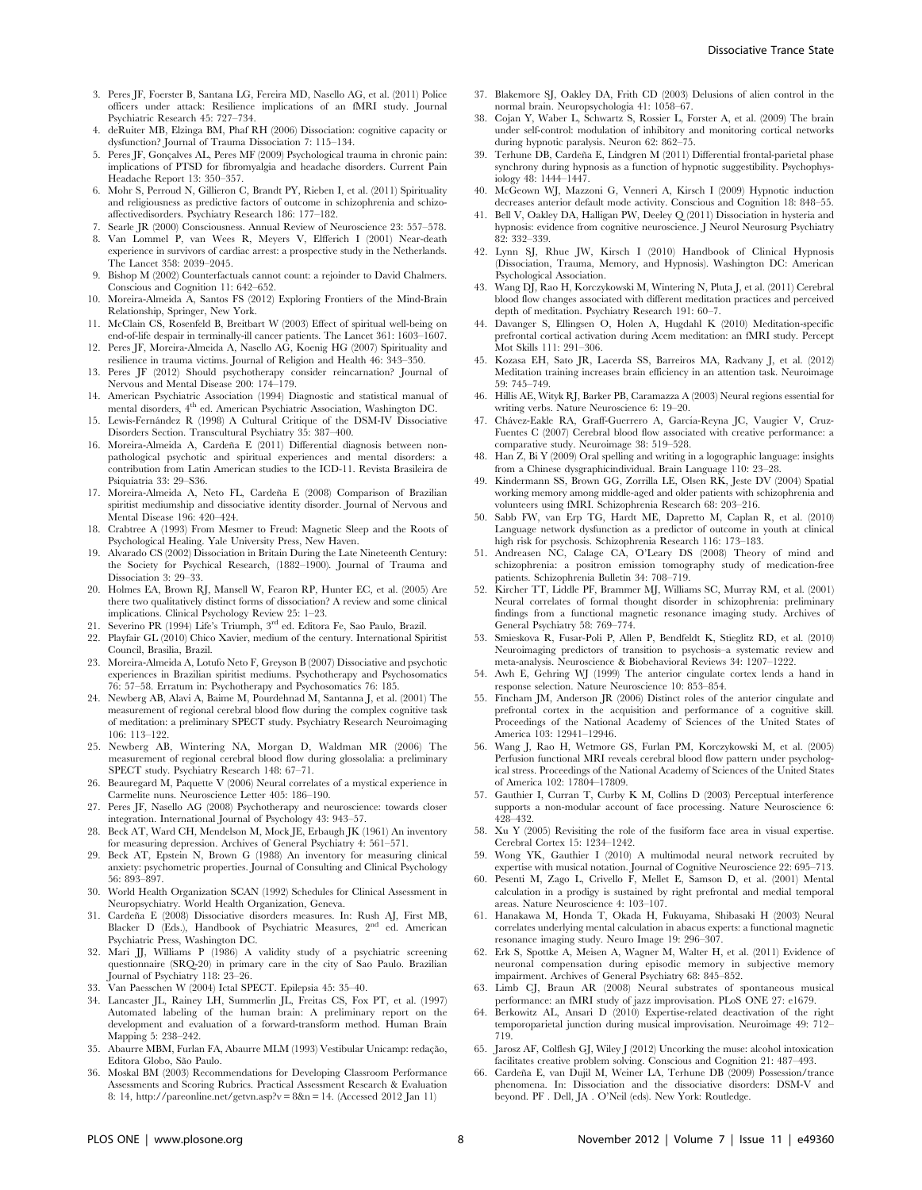3. Peres JF, Foerster B, Santana LG, Fereira MD, Nasello AG, et al. (2011) Police officers under attack: Resilience implications of an fMRI study. Journal Psychiatric Research 45: 727–734.
4. deRuiter MB, Elzinga BM, Phaf RH (2006) Dissociation: cognitive capacity or dysfunction? Journal of Trauma Dissociation 7: 115–134.
5. Peres JF, Gonçalves AL, Peres MF (2009) Psychological trauma in chronic pain: implications of PTSD for fibromyalgia and headache disorders. Current Pain Headache Report 13: 350–357.
6. Mohr S, Perroud N, Gillieron C, Brandt PY, Rieben I, et al. (2011) Spirituality and religiousness as predictive factors of outcome in schizophrenia and schizo-affectivedisorders. Psychiatry Research 186: 177–182.
7. Searle JR (2000) Consciousness. Annual Review of Neuroscience 23: 557–578.
8. Van Lommel P, van Wees R, Meyers V, Elfferich I (2001) Near-death experience in survivors of cardiac arrest: a prospective study in the Netherlands. The Lancet 358: 2039–2045.
9. Bishop M (2002) Counterfactuals cannot count: a rejoinder to David Chalmers. Conscious and Cognition 11: 642–652.
10. Moreira-Almeida A, Santos FS (2012) Exploring Frontiers of the Mind-Brain Relationship, Springer, New York.
11. McClain CS, Rosenfeld B, Breitbart W (2003) Effect of spiritual well-being on end-of-life despair in terminally-ill cancer patients. The Lancet 361: 1603–1607.
12. Peres JF, Moreira-Almeida A, Nasello AG, Koenig HG (2007) Spirituality and resilience in trauma victims. Journal of Religion and Health 46: 343–350.
13. Peres JF (2012) Should psychotherapy consider reincarnation? Journal of Nervous and Mental Disease 200: 174–179.
14. American Psychiatric Association (1994) Diagnostic and statistical manual of mental disorders, 4th ed. American Psychiatric Association, Washington DC.
15. Lewis-Fernández R (1998) A Cultural Critique of the DSM-IV Dissociative Disorders Section. Transcultural Psychiatry 35: 387–400.
16. Moreira-Almeida A, Cardeña E (2011) Differential diagnosis between non-pathological psychotic and spiritual experiences and mental disorders: a contribution from Latin American studies to the ICD-11. Revista Brasileira de Psiquiatria 33: 29–S36.
17. Moreira-Almeida A, Neto FL, Cardeña E (2008) Comparison of Brazilian spiritist mediumship and dissociative identity disorder. Journal of Nervous and Mental Disease 196: 420–424.
18. Crabtree A (1993) From Mesmer to Freud: Magnetic Sleep and the Roots of Psychological Healing. Yale University Press, New Haven.
19. Alvarado CS (2002) Dissociation in Britain During the Late Nineteenth Century: the Society for Psychical Research, (1882–1900). Journal of Trauma and Dissociation 3: 29–33.
20. Holmes EA, Brown RJ, Mansell W, Fearon RP, Hunter EC, et al. (2005) Are there two qualitatively distinct forms of dissociation? A review and some clinical implications. Clinical Psychology Review 25: 1–23.
21. Severino PR (1994) Life's Triumph, 3rd ed. Editora Fe, Sao Paulo, Brazil.
22. Playfair GL (2010) Chico Xavier, medium of the century. International Spiritist Council, Brasilia, Brazil.
23. Moreira-Almeida A, Lotufo Neto F, Greyson B (2007) Dissociative and psychotic experiences in Brazilian spiritist mediums. Psychotherapy and Psychosomatics 76: 57–58. Erratum in: Psychotherapy and Psychosomatics 76: 185.
24. Newberg AB, Alavi A, Baime M, Pourdehnad M, Santanna J, et al. (2001) The measurement of regional cerebral blood flow during the complex cognitive task of meditation: a preliminary SPECT study. Psychiatry Research Neuroimaging 106: 113–122.
25. Newberg AB, Wintering NA, Morgan D, Waldman MR (2006) The measurement of regional cerebral blood flow during glossolalia: a preliminary SPECT study. Psychiatry Research 148: 67–71.
26. Beauregard M, Paquette V (2006) Neural correlates of a mystical experience in Carmelite nuns. Neuroscience Letter 405: 186–190.
27. Peres JF, Nasello AG (2008) Psychotherapy and neuroscience: towards closer integration. International Journal of Psychology 43: 943–57.
28. Beck AT, Ward CH, Mendelson M, Mock JE, Erbaugh JK (1961) An inventory for measuring depression. Archives of General Psychiatry 4: 561–571.
29. Beck AT, Epstein N, Brown G (1988) An inventory for measuring clinical anxiety: psychometric properties. Journal of Consulting and Clinical Psychology 56: 893–897.
30. World Health Organization SCAN (1992) Schedules for Clinical Assessment in Neuropsychiatry. World Health Organization, Geneva.
31. Cardeña E (2008) Dissociative disorders measures. In: Rush AJ, First MB, Blacker D (Eds.), Handbook of Psychiatric Measures, 2nd ed. American Psychiatric Press, Washington DC.
32. Mari JJ, Williams P (1986) A validity study of a psychiatric screening questionnaire (SRQ-20) in primary care in the city of Sao Paulo. Brazilian Journal of Psychiatry 118: 23–26.
33. Van Paesschen W (2004) Ictal SPECT. Epilepsia 45: 35–40.
34. Lancaster JL, Rainey LH, Summerlin JL, Freitas CS, Fox PT, et al. (1997) Automated labeling of the human brain: A preliminary report on the development and evaluation of a forward-transform method. Human Brain Mapping 5: 238–242.
35. Abaurre MBM, Furlan FA, Abaurre MLM (1993) Vestibular Unicamp: redação, Editora Globo, São Paulo.
36. Moskal BM (2003) Recommendations for Developing Classroom Performance Assessments and Scoring Rubrics. Practical Assessment Research & Evaluation 8: 14, http://pareonline.net/getvn.asp?v=8&n=14. (Accessed 2012 Jan 11)
37. Blakemore SJ, Oakley DA, Frith CD (2003) Delusions of alien control in the normal brain. Neuropsychologia 41: 1058–67.
38. Cojan Y, Waber L, Schwartz S, Rossier L, Forster A, et al. (2009) The brain under self-control: modulation of inhibitory and monitoring cortical networks during hypnotic paralysis. Neuron 62: 862–75.
39. Terhune DB, Cardeña E, Lindgren M (2011) Differential frontal-parietal phase synchrony during hypnosis as a function of hypnotic suggestibility. Psychophysiology 48: 1444–1447.
40. McGeown WJ, Mazzoni G, Venneri A, Kirsch I (2009) Hypnotic induction decreases anterior default mode activity. Conscious and Cognition 18: 848–55.
41. Bell V, Oakley DA, Halligan PW, Deeley Q (2011) Dissociation in hysteria and hypnosis: evidence from cognitive neuroscience. J Neurol Neurosurg Psychiatry 82: 332–339.
42. Lynn SJ, Rhue JW, Kirsch I (2010) Handbook of Clinical Hypnosis (Dissociation, Trauma, Memory, and Hypnosis). Washington DC: American Psychological Association.
43. Wang DJ, Rao H, Korczykowski M, Wintering N, Pluta J, et al. (2011) Cerebral blood flow changes associated with different meditation practices and perceived depth of meditation. Psychiatry Research 191: 60–7.
44. Davanger S, Ellingsen O, Holen A, Hugdahl K (2010) Meditation-specific prefrontal cortical activation during Acem meditation: an fMRI study. Percept Mot Skills 111: 291–306.
45. Kozasa EH, Sato JR, Lacerda SS, Barreiros MA, Radvany J, et al. (2012) Meditation training increases brain efficiency in an attention task. Neuroimage 59: 745–749.
46. Hillis AE, Wityk RJ, Barker PB, Caramazza A (2003) Neural regions essential for writing verbs. Nature Neuroscience 6: 19–20.
47. Chávez-Eakle RA, Graff-Guerrero A, Garcia-Reyna JC, Vaugier V, Cruz-Fuentes C (2007) Cerebral blood flow associated with creative performance: a comparative study. Neuroimage 38: 519–528.
48. Han Z, Bi Y (2009) Oral spelling and writing in a logographic language: insights from a Chinese dysgraphicindividual. Brain Language 110: 23–28.
49. Kindermann SS, Brown GG, Zorrilla LE, Olsen RK, Jeste DV (2004) Spatial working memory among middle-aged and older patients with schizophrenia and volunteers using fMRI. Schizophrenia Research 68: 203–216.
50. Sabb FW, van Erp TG, Hardt ME, Dapretto M, Caplan R, et al. (2010) Language network dysfunction as a predictor of outcome in youth at clinical high risk for psychosis. Schizophrenia Research 116: 173–183.
51. Andreasen NC, Calage CA, O'Leary DS (2008) Theory of mind and schizophrenia: a positron emission tomography study of medication-free patients. Schizophrenia Bulletin 34: 708–719.
52. Kircher TT, Liddle PF, Brammer MJ, Williams SC, Murray RM, et al. (2001) Neural correlates of formal thought disorder in schizophrenia: preliminary findings from a functional magnetic resonance imaging study. Archives of General Psychiatry 58: 769–774.
53. Smieskova R, Fusar-Poli P, Allen P, Bendfeldt K, Stieglitz RD, et al. (2010) Neuroimaging predictors of transition to psychosis–a systematic review and meta-analysis. Neuroscience & Biobehavioral Reviews 34: 1207–1222.
54. Awh E, Gehring WJ (1999) The anterior cingulate cortex lends a hand in response selection. Nature Neuroscience 10: 853–854.
55. Fincham JM, Anderson JR (2006) Distinct roles of the anterior cingulate and prefrontal cortex in the acquisition and performance of a cognitive skill. Proceedings of the National Academy of Sciences of the United States of America 103: 12941–12946.
56. Wang J, Rao H, Wetmore GS, Furlan PM, Korczykowski M, et al. (2005) Perfusion functional MRI reveals cerebral blood flow pattern under psychological stress. Proceedings of the National Academy of Sciences of the United States of America 102: 17804–17809.
57. Gauthier I, Curran T, Curby K M, Collins D (2003) Perceptual interference supports a non-modular account of face processing. Nature Neuroscience 6: 428–432.
58. Xu Y (2005) Revisiting the role of the fusiform face area in visual expertise. Cerebral Cortex 15: 1234–1242.
59. Wong YK, Gauthier I (2010) A multimodal neural network recruited by expertise with musical notation. Journal of Cognitive Neuroscience 22: 695–713.
60. Pesenti M, Zago L, Crivello F, Mellet E, Samson D, et al. (2001) Mental calculation in a prodigy is sustained by right prefrontal and medial temporal areas. Nature Neuroscience 4: 103–107.
61. Hanakawa M, Honda T, Okada H, Fukuyama, Shibasaki H (2003) Neural correlates underlying mental calculation in abacus experts: a functional magnetic resonance imaging study. Neuro Image 19: 296–307.
62. Erk S, Spottke A, Meisen A, Wagner M, Walter H, et al. (2011) Evidence of neuronal compensation during episodic memory in subjective memory impairment. Archives of General Psychiatry 68: 845–852.
63. Limb CJ, Braun AR (2008) Neural substrates of spontaneous musical performance: an fMRI study of jazz improvisation. PLoS ONE 27: e1679.
64. Berkowitz AL, Ansari D (2010) Expertise-related deactivation of the right temporoparietal junction during musical improvisation. Neuroimage 49: 712–719.
65. Jarosz AF, Colflesh GJ, Wiley J (2012) Uncorking the muse: alcohol intoxication facilitates creative problem solving. Conscious and Cognition 21: 487–493.
66. Cardeña E, van Dujil M, Weiner LA, Terhune DB (2009) Possession/trance phenomena. In: Dissociation and the dissociative disorders: DSM-V and beyond. PF . Dell, JA . O'Neil (eds). New York: Routledge.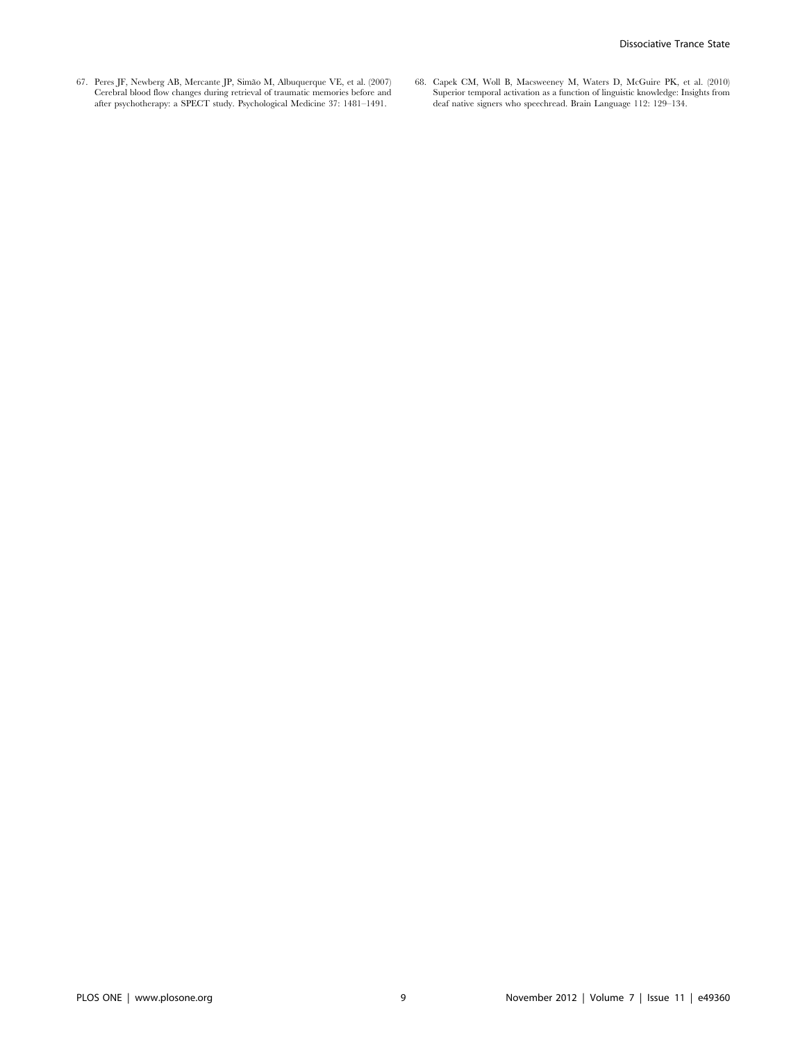67. Peres JF, Newberg AB, Mercante JP, Simão M, Albuquerque VE, et al. (2007) Cerebral blood flow changes during retrieval of traumatic memories before and after psychotherapy: a SPECT study. Psychological Medicine 37: 1481–1491.

68. Capek CM, Woll B, Macsweeney M, Waters D, McGuire PK, et al. (2010) Superior temporal activation as a function of linguistic knowledge: Insights from deaf native signers who speechread. Brain Language 112: 129–134.